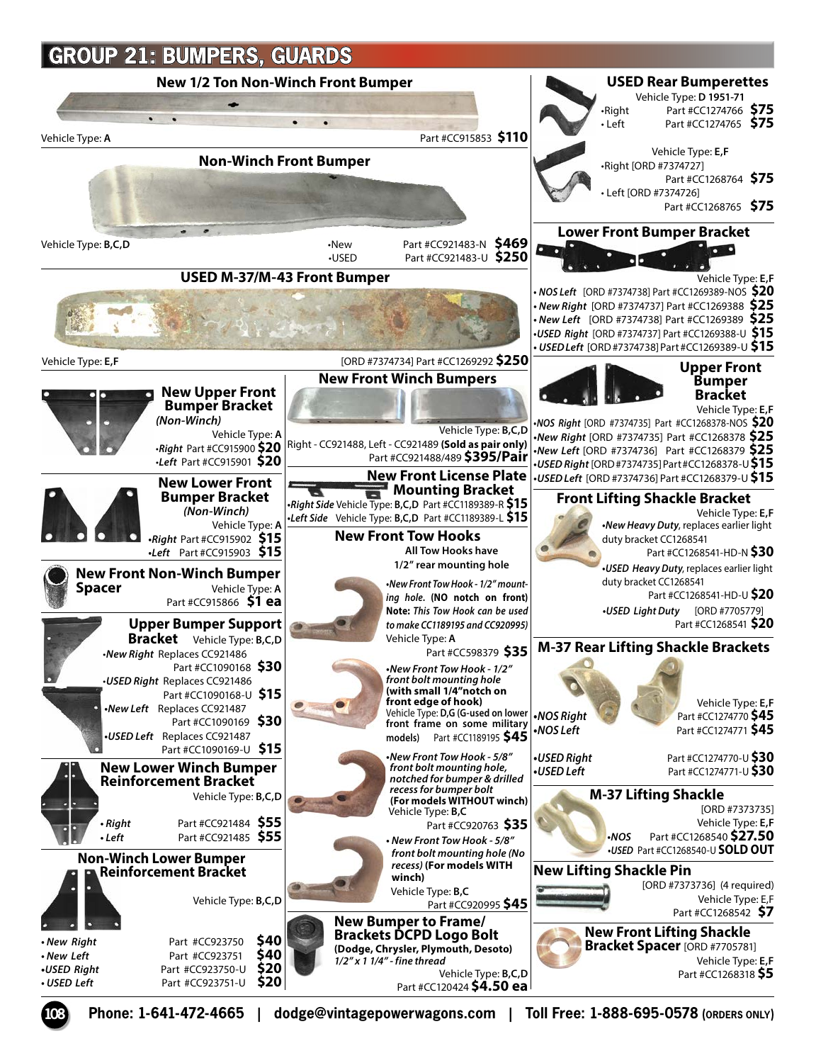# GROUP 21: BUMPERS, GUARDS

## New 1/2 Ton Non-Winch Front Bumper

Vehicle Type: **A** Part #CC915853 **$110**

## Non-Winch Front Bumper

Vehicle Type: **B,C,D**

- •New Part #CC921483-N **$469**
- •USED Part #CC921483-U **$250**

## USED M-37/M-43 Front Bumper

Vehicle Type: **E,F** [ORD #7374734] Part #CC1269292 **$250**

## New Upper Front Bumper Bracket

*(Non-Winch)*

Vehicle Type: **A**

- *•Right* Part #CC915900 **$20**
- *•Left* Part #CC915901 **$20**

## New Lower Front Bumper Bracket

*(Non-Winch)*

Vehicle Type: **A**

- *•Right* Part #CC915902 **$15**
- *•Left* Part #CC915903 **$15**

## New Front Non-Winch Bumper Spacer

Vehicle Type: **A**

Part #CC915866 **$1 ea**

## Upper Bumper Support Bracket

Vehicle Type: **B,C,D**

- *•New Right* Replaces CC921486 Part #CC1090168 **$30**
- *•USED Right* Replaces CC921486 Part #CC1090168-U **$15**
- *•New Left* Replaces CC921487 Part #CC1090169 **$30**
- *•USED Left* Replaces CC921487 Part #CC1090169-U **$15**

## New Lower Winch Bumper Reinforcement Bracket

Vehicle Type: **B,C,D**

- *• Right* Part #CC921484 **$55**
- *• Left* Part #CC921485 **$55**

## Non-Winch Lower Bumper Reinforcement Bracket

Vehicle Type: **B,C,D**

- *• New Right* Part #CC923750 **$40**
- *• New Left* Part #CC923751 **$40**
- *•USED Right* Part #CC923750-U **$20**
- *• USED Left* Part #CC923751-U **$20**

## New Front Winch Bumpers

Vehicle Type: **B,C,D**

Right - CC921488, Left - CC921489 **(Sold as pair only)**

Part #CC921488/489 **$395/Pair**

## New Front License Plate Mounting Bracket

- *•Right Side* Vehicle Type: **B,C,D** Part #CC1189389-R **$15**
- *•Left Side* Vehicle Type: **B,C,D** Part #CC1189389-L **$15**

## New Front Tow Hooks

**All Tow Hooks have 1/2" rear mounting hole**

*•New Front Tow Hook - 1/2" mounting hole.* **(NO notch on front)** **Note:** *This Tow Hook can be used to make CC1189195 and CC920995)*
Vehicle Type: **A**
Part #CC598379 **$35**

***•New Front Tow Hook - 1/2" front bolt mounting hole (with small 1/4"notch on front edge of hook)***
Vehicle Type: **D,G (G-used on lower front frame on some military models)** Part #CC1189195 **$45**

***•New Front Tow Hook - 5/8" front bolt mounting hole, notched for bumper & drilled recess for bumper bolt*** **(For models WITHOUT winch)**
Vehicle Type: **B,C**
Part #CC920763 **$35**

***• New Front Tow Hook - 5/8" front bolt mounting hole (No recess)*** **(For models WITH winch)**
Vehicle Type: **B,C**
Part #CC920995 **$45**

## New Bumper to Frame/ Brackets DCPD Logo Bolt

**(Dodge, Chrysler, Plymouth, Desoto)**

*1/2" x 1 1/4" - fine thread*

Vehicle Type: **B,C,D**

Part #CC120424 **$4.50 ea**

## USED Rear Bumperettes

Vehicle Type: **D 1951-71**

- •Right Part #CC1274766 **$75**
- • Left Part #CC1274765 **$75**

Vehicle Type: **E,F**

- •Right [ORD #7374727] Part #CC1268764 **$75**
- • Left [ORD #7374726] Part #CC1268765 **$75**

## Lower Front Bumper Bracket

Vehicle Type: **E,F**

- *• NOS Left* [ORD #7374738] Part #CC1269389-NOS **$20**
- *• New Right* [ORD #7374737] Part #CC1269388 **$25**
- *• New Left* [ORD #7374738] Part #CC1269389 **$25**
- *•USED Right* [ORD #7374737] Part #CC1269388-U **$15**
- *• USED Left* [ORD #7374738] Part #CC1269389-U **$15**

## Upper Front Bumper Bracket

Vehicle Type: **E,F**

- *•NOS Right* [ORD #7374735] Part #CC1268378-NOS **$20**
- *•New Right* [ORD #7374735] Part #CC1268378 **$25**
- *•New Left* [ORD #7374736] Part #CC1268379 **$25**
- *•USED Right* [ORD #7374735] Part #CC1268378-U **$15**
- *•USED Left* [ORD #7374736] Part #CC1268379-U **$15**

## Front Lifting Shackle Bracket

Vehicle Type: **E,F**

*•New Heavy Duty*, replaces earlier light duty bracket CC1268541
Part #CC1268541-HD-N **$30**

*•USED Heavy Duty*, replaces earlier light duty bracket CC1268541
Part #CC1268541-HD-U **$20**

*•USED Light Duty* [ORD #7705779]
Part #CC1268541 **$20**

## M-37 Rear Lifting Shackle Brackets

Vehicle Type: **E,F**

- *•NOS Right* Part #CC1274770 **$45**
- *•NOS Left* Part #CC1274771 **$45**
- *•USED Right* Part #CC1274770-U **$30**
- *•USED Left* Part #CC1274771-U **$30**

## M-37 Lifting Shackle

[ORD #7373735]

Vehicle Type: **E,F**

- *•NOS* Part #CC1268540 **$27.50**
- *•USED* Part #CC1268540-U **SOLD OUT**

## New Lifting Shackle Pin

[ORD #7373736] (4 required)

Vehicle Type: E,F

Part #CC1268542 **$7**

## New Front Lifting Shackle Bracket Spacer

[ORD #7705781]

Vehicle Type: **E,F**

Part #CC1268318 **$5**

**Phone: 1-641-472-4665 | dodge@vintagepowerwagons.com | Toll Free: 1-888-695-0578 (ORDERS ONLY)**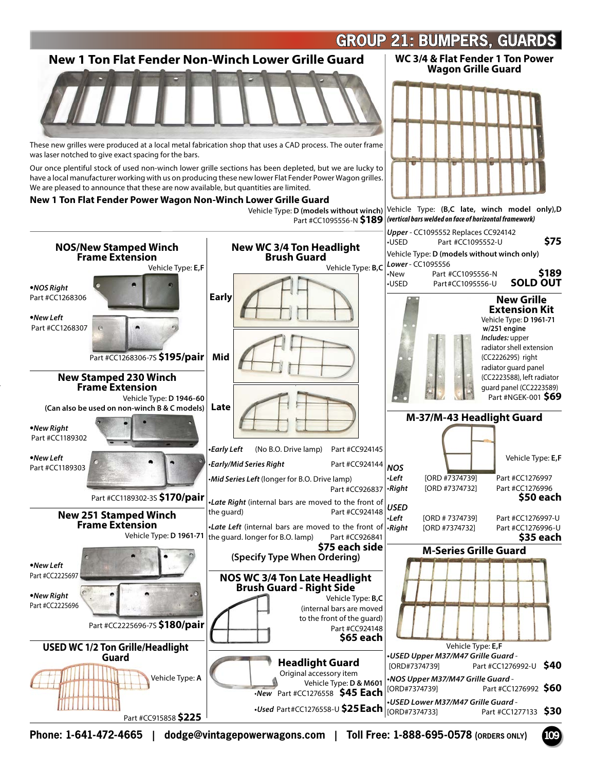# GROUP 21: BUMPERS, GUARDS

## New 1 Ton Flat Fender Non-Winch Lower Grille Guard

These new grilles were produced at a local metal fabrication shop that uses a CAD process. The outer frame was laser notched to give exact spacing for the bars.

Our once plentiful stock of used non-winch lower grille sections has been depleted, but we are lucky to have a local manufacturer working with us on producing these new lower Flat Fender Power Wagon grilles. We are pleased to announce that these are now available, but quantities are limited.

**New 1 Ton Flat Fender Power Wagon Non-Winch Lower Grille Guard**

Vehicle Type: **D (models without winch)**
Part #CC1095556-N **$189**

## WC 3/4 & Flat Fender 1 Ton Power Wagon Grille Guard

Vehicle Type: **(B,C late, winch model only),D**
***(vertical bars welded on face of horizontal framework)***

***Upper*** - CC1095552 Replaces CC924142
- •USED Part #CC1095552-U **$75**

Vehicle Type: **D (models without winch only)**

***Lower*** - CC1095556
- •New Part #CC1095556-N **$189**
- •USED Part#CC1095556-U **SOLD OUT**

## NOS/New Stamped Winch Frame Extension

Vehicle Type: **E,F**

- ***•NOS Right*** Part #CC1268306
- ***•New Left*** Part #CC1268307

Part #CC1268306-7S **$195/pair**

## New Stamped 230 Winch Frame Extension

Vehicle Type: **D 1946-60**
**(Can also be used on non-winch B & C models)**

- ***•New Right*** Part #CC1189302
- ***•New Left*** Part #CC1189303

Part #CC1189302-3S **$170/pair**

## New 251 Stamped Winch Frame Extension

Vehicle Type: **D 1961-71**

- ***•New Left*** Part #CC2225697
- ***•New Right*** Part #CC2225696

Part #CC2225696-7S **$180/pair**

## USED WC 1/2 Ton Grille/Headlight Guard

Vehicle Type: **A**

Part #CC915858 **$225**

## New WC 3/4 Ton Headlight Brush Guard

Vehicle Type: **B,C**

**Early**

**Mid**

**Late**

- ***•Early Left*** (No B.O. Drive lamp) Part #CC924145
- ***•Early/Mid Series Right*** Part #CC924144
- ***•Mid Series Left*** (longer for B.O. Drive lamp) Part #CC926837
- ***•Late Right*** (internal bars are moved to the front of the guard) Part #CC924148
- ***•Late Left*** (internal bars are moved to the front of the guard. longer for B.O. lamp) Part #CC926841

**$75 each side**
**(Specify Type When Ordering)**

## NOS WC 3/4 Ton Late Headlight Brush Guard - Right Side

Vehicle Type: **B,C**
(internal bars are moved to the front of the guard)
Part #CC924148
**$65 each**

## Headlight Guard

Original accessory item
Vehicle Type: **D & M601**

- ***•New*** Part #CC1276558 **$45 Each**
- ***•Used*** Part#CC1276558-U **$25 Each**

## New Grille Extension Kit

Vehicle Type: **D 1961-71 w/251 engine**
***Includes:*** upper radiator shell extension (CC2226295) right radiator guard panel (CC2223588), left radiator guard panel (CC2223589)
Part #NGEK-001 **$69**

## M-37/M-43 Headlight Guard

Vehicle Type: **E,F**

***NOS***
- ***•Left*** [ORD #7374739] Part #CC1276997
- ***•Right*** [ORD #7374732] Part #CC1276996

**$50 each**

***USED***
- ***•Left*** [ORD # 7374739] Part #CC1276997-U
- ***•Right*** [ORD #7374732] Part #CC1276996-U

**$35 each**

## M-Series Grille Guard

Vehicle Type: **E,F**

- ***•USED Upper M37/M47 Grille Guard*** - [ORD#7374739] Part #CC1276992-U **$40**
- ***•NOS Upper M37/M47 Grille Guard*** - [ORD#7374739] Part #CC1276992 **$60**
- ***•USED Lower M37/M47 Grille Guard*** - [ORD#7374733] Part #CC1277133 **$30**

**Phone: 1-641-472-4665 | dodge@vintagepowerwagons.com | Toll Free: 1-888-695-0578 (ORDERS ONLY)**